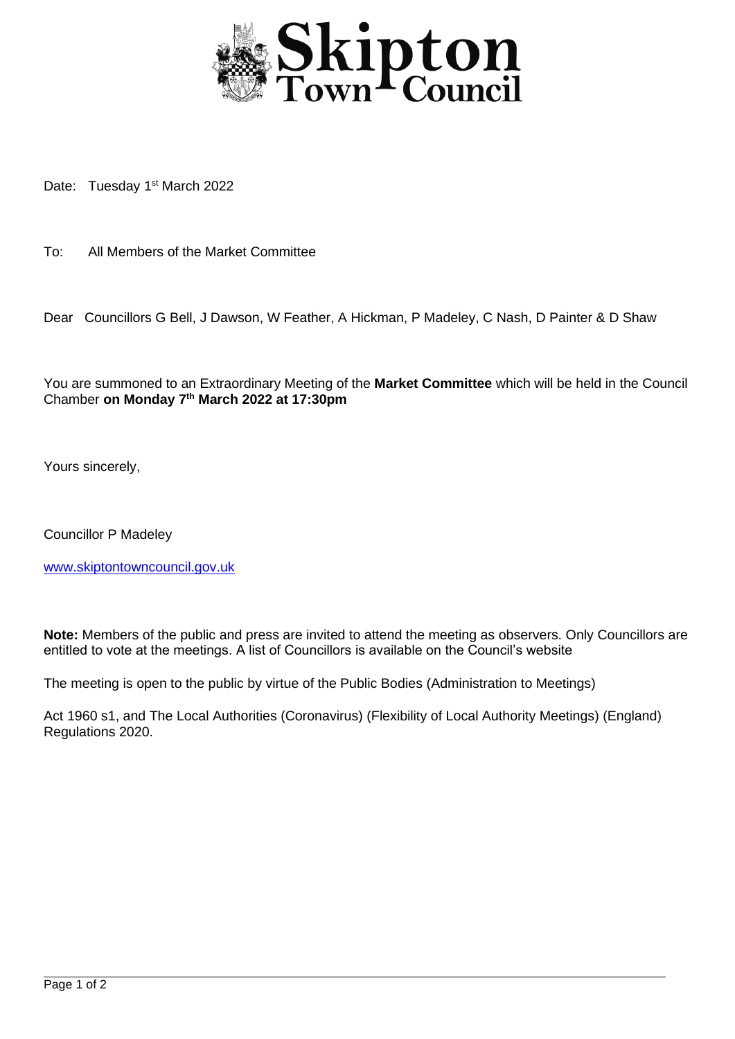# Skipton Town Council

Date: Tuesday 1st March 2022

To: All Members of the Market Committee

Dear Councillors G Bell, J Dawson, W Feather, A Hickman, P Madeley, C Nash, D Painter & D Shaw

You are summoned to an Extraordinary Meeting of the **Market Committee** which will be held in the Council Chamber **on Monday 7th March 2022 at 17:30pm**

Yours sincerely,

Councillor P Madeley

www.skiptontowncouncil.gov.uk

**Note:** Members of the public and press are invited to attend the meeting as observers. Only Councillors are entitled to vote at the meetings. A list of Councillors is available on the Council's website

The meeting is open to the public by virtue of the Public Bodies (Administration to Meetings)

Act 1960 s1, and The Local Authorities (Coronavirus) (Flexibility of Local Authority Meetings) (England) Regulations 2020.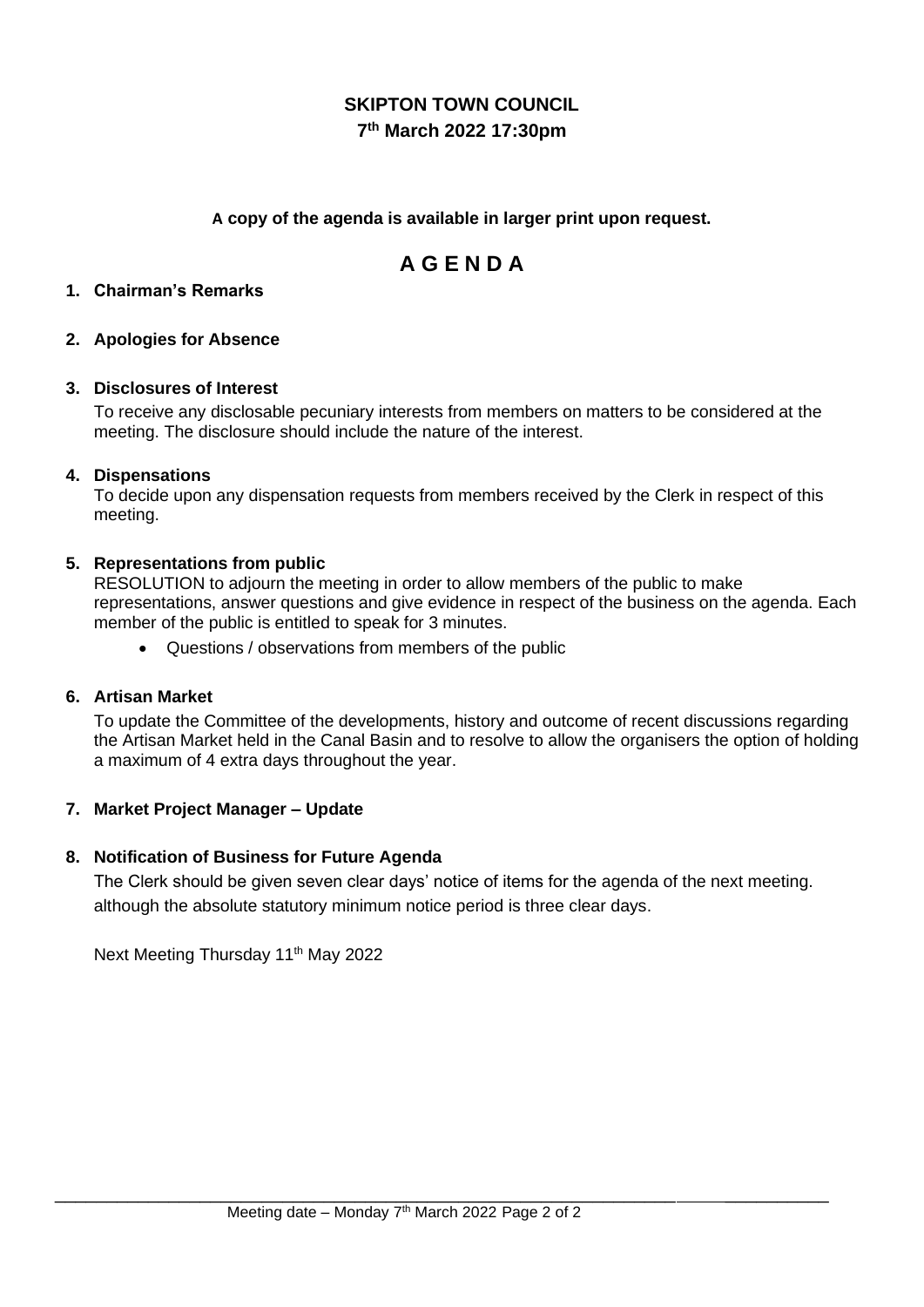**SKIPTON TOWN COUNCIL**
**7th March 2022 17:30pm**

**A copy of the agenda is available in larger print upon request.**

# A G E N D A

1. **Chairman's Remarks**

2. **Apologies for Absence**

3. **Disclosures of Interest**

   To receive any disclosable pecuniary interests from members on matters to be considered at the meeting. The disclosure should include the nature of the interest.

4. **Dispensations**

   To decide upon any dispensation requests from members received by the Clerk in respect of this meeting.

5. **Representations from public**

   RESOLUTION to adjourn the meeting in order to allow members of the public to make representations, answer questions and give evidence in respect of the business on the agenda. Each member of the public is entitled to speak for 3 minutes.

   - Questions / observations from members of the public

6. **Artisan Market**

   To update the Committee of the developments, history and outcome of recent discussions regarding the Artisan Market held in the Canal Basin and to resolve to allow the organisers the option of holding a maximum of 4 extra days throughout the year.

7. **Market Project Manager – Update**

8. **Notification of Business for Future Agenda**

   The Clerk should be given seven clear days' notice of items for the agenda of the next meeting. although the absolute statutory minimum notice period is three clear days.

   Next Meeting Thursday 11th May 2022